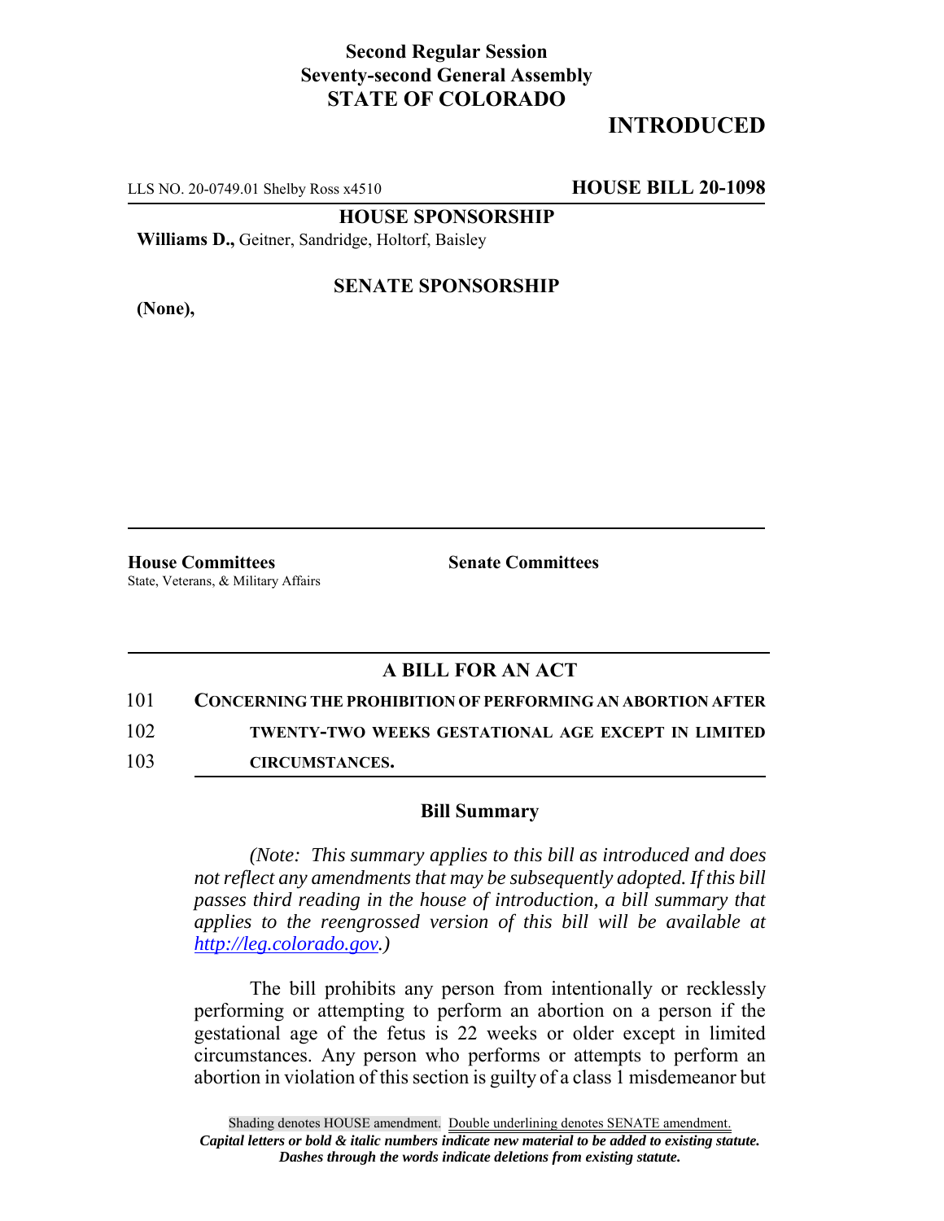**Second Regular Session**
**Seventy-second General Assembly**
**STATE OF COLORADO**

# INTRODUCED

LLS NO. 20-0749.01 Shelby Ross x4510 **HOUSE BILL 20-1098**

**HOUSE SPONSORSHIP**

**Williams D.,** Geitner, Sandridge, Holtorf, Baisley

**SENATE SPONSORSHIP**

**(None),**

**House Committees**
State, Veterans, & Military Affairs

**Senate Committees**

## A BILL FOR AN ACT

101 **CONCERNING THE PROHIBITION OF PERFORMING AN ABORTION AFTER**
102 **TWENTY-TWO WEEKS GESTATIONAL AGE EXCEPT IN LIMITED**
103 **CIRCUMSTANCES.**

### Bill Summary

*(Note: This summary applies to this bill as introduced and does not reflect any amendments that may be subsequently adopted. If this bill passes third reading in the house of introduction, a bill summary that applies to the reengrossed version of this bill will be available at http://leg.colorado.gov.)*

The bill prohibits any person from intentionally or recklessly performing or attempting to perform an abortion on a person if the gestational age of the fetus is 22 weeks or older except in limited circumstances. Any person who performs or attempts to perform an abortion in violation of this section is guilty of a class 1 misdemeanor but

Shading denotes HOUSE amendment. Double underlining denotes SENATE amendment.
***Capital letters or bold & italic numbers indicate new material to be added to existing statute.***
***Dashes through the words indicate deletions from existing statute.***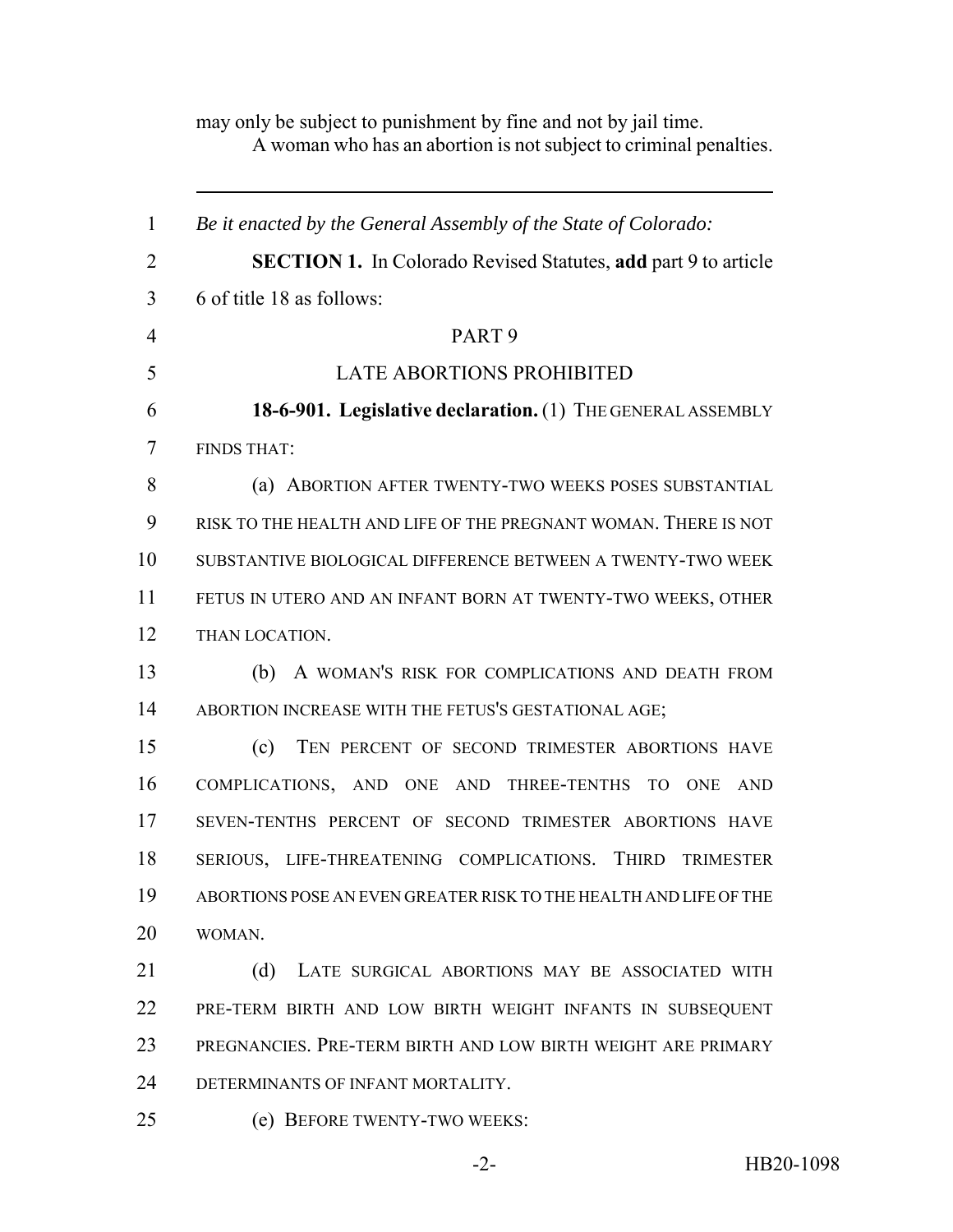may only be subject to punishment by fine and not by jail time.

A woman who has an abortion is not subject to criminal penalties.

---

*Be it enacted by the General Assembly of the State of Colorado:*

**SECTION 1.** In Colorado Revised Statutes, **add** part 9 to article 6 of title 18 as follows:

PART 9

LATE ABORTIONS PROHIBITED

**18-6-901. Legislative declaration.** (1) THE GENERAL ASSEMBLY FINDS THAT:

(a) ABORTION AFTER TWENTY-TWO WEEKS POSES SUBSTANTIAL RISK TO THE HEALTH AND LIFE OF THE PREGNANT WOMAN. THERE IS NOT SUBSTANTIVE BIOLOGICAL DIFFERENCE BETWEEN A TWENTY-TWO WEEK FETUS IN UTERO AND AN INFANT BORN AT TWENTY-TWO WEEKS, OTHER THAN LOCATION.

(b) A WOMAN'S RISK FOR COMPLICATIONS AND DEATH FROM ABORTION INCREASE WITH THE FETUS'S GESTATIONAL AGE;

(c) TEN PERCENT OF SECOND TRIMESTER ABORTIONS HAVE COMPLICATIONS, AND ONE AND THREE-TENTHS TO ONE AND SEVEN-TENTHS PERCENT OF SECOND TRIMESTER ABORTIONS HAVE SERIOUS, LIFE-THREATENING COMPLICATIONS. THIRD TRIMESTER ABORTIONS POSE AN EVEN GREATER RISK TO THE HEALTH AND LIFE OF THE WOMAN.

(d) LATE SURGICAL ABORTIONS MAY BE ASSOCIATED WITH PRE-TERM BIRTH AND LOW BIRTH WEIGHT INFANTS IN SUBSEQUENT PREGNANCIES. PRE-TERM BIRTH AND LOW BIRTH WEIGHT ARE PRIMARY DETERMINANTS OF INFANT MORTALITY.

(e) BEFORE TWENTY-TWO WEEKS: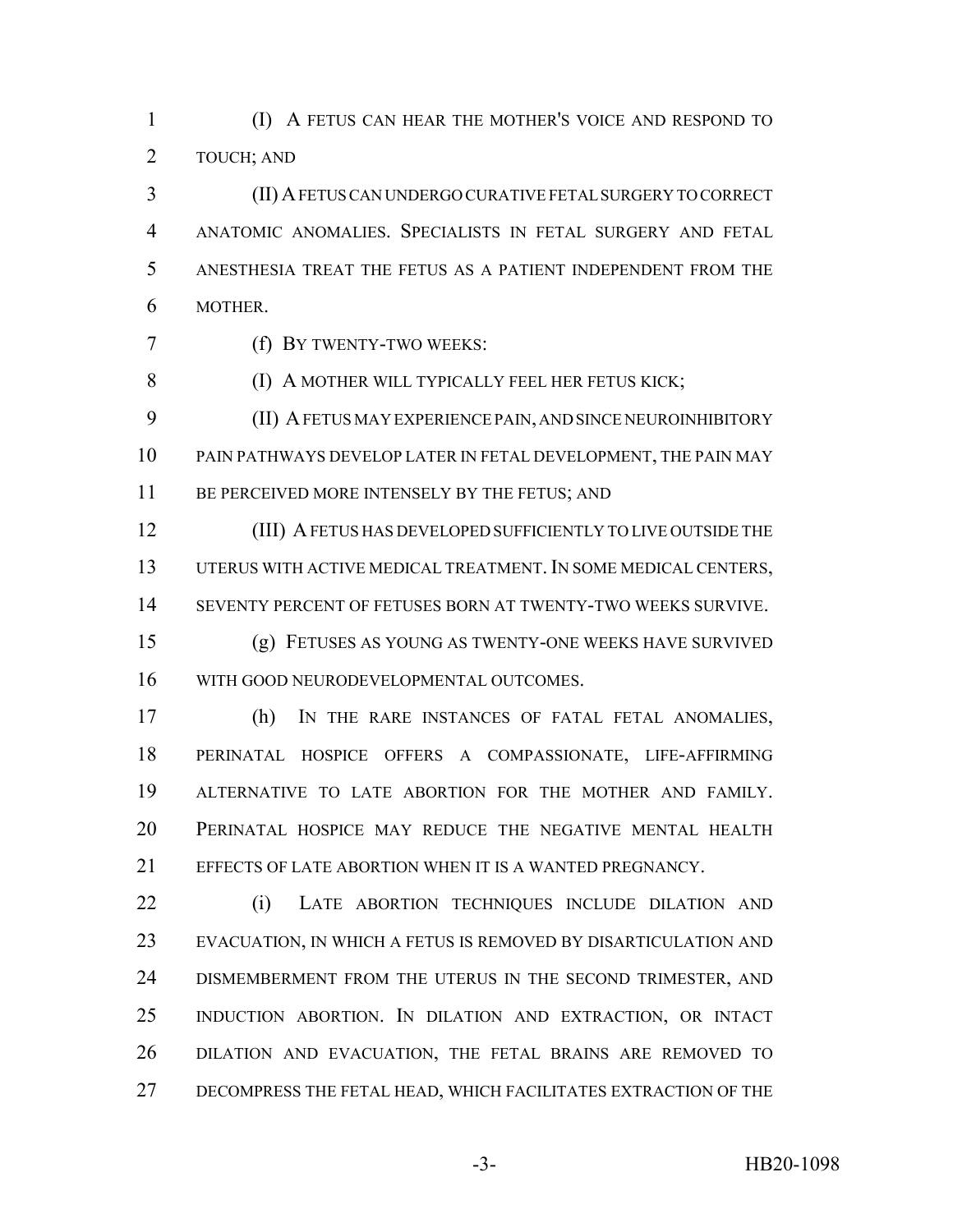(I) A FETUS CAN HEAR THE MOTHER'S VOICE AND RESPOND TO TOUCH; AND

(II) A FETUS CAN UNDERGO CURATIVE FETAL SURGERY TO CORRECT ANATOMIC ANOMALIES. SPECIALISTS IN FETAL SURGERY AND FETAL ANESTHESIA TREAT THE FETUS AS A PATIENT INDEPENDENT FROM THE MOTHER.

(f) BY TWENTY-TWO WEEKS:

(I) A MOTHER WILL TYPICALLY FEEL HER FETUS KICK;

(II) A FETUS MAY EXPERIENCE PAIN, AND SINCE NEUROINHIBITORY PAIN PATHWAYS DEVELOP LATER IN FETAL DEVELOPMENT, THE PAIN MAY BE PERCEIVED MORE INTENSELY BY THE FETUS; AND

(III) A FETUS HAS DEVELOPED SUFFICIENTLY TO LIVE OUTSIDE THE UTERUS WITH ACTIVE MEDICAL TREATMENT. IN SOME MEDICAL CENTERS, SEVENTY PERCENT OF FETUSES BORN AT TWENTY-TWO WEEKS SURVIVE.

(g) FETUSES AS YOUNG AS TWENTY-ONE WEEKS HAVE SURVIVED WITH GOOD NEURODEVELOPMENTAL OUTCOMES.

(h) IN THE RARE INSTANCES OF FATAL FETAL ANOMALIES, PERINATAL HOSPICE OFFERS A COMPASSIONATE, LIFE-AFFIRMING ALTERNATIVE TO LATE ABORTION FOR THE MOTHER AND FAMILY. PERINATAL HOSPICE MAY REDUCE THE NEGATIVE MENTAL HEALTH EFFECTS OF LATE ABORTION WHEN IT IS A WANTED PREGNANCY.

(i) LATE ABORTION TECHNIQUES INCLUDE DILATION AND EVACUATION, IN WHICH A FETUS IS REMOVED BY DISARTICULATION AND DISMEMBERMENT FROM THE UTERUS IN THE SECOND TRIMESTER, AND INDUCTION ABORTION. IN DILATION AND EXTRACTION, OR INTACT DILATION AND EVACUATION, THE FETAL BRAINS ARE REMOVED TO DECOMPRESS THE FETAL HEAD, WHICH FACILITATES EXTRACTION OF THE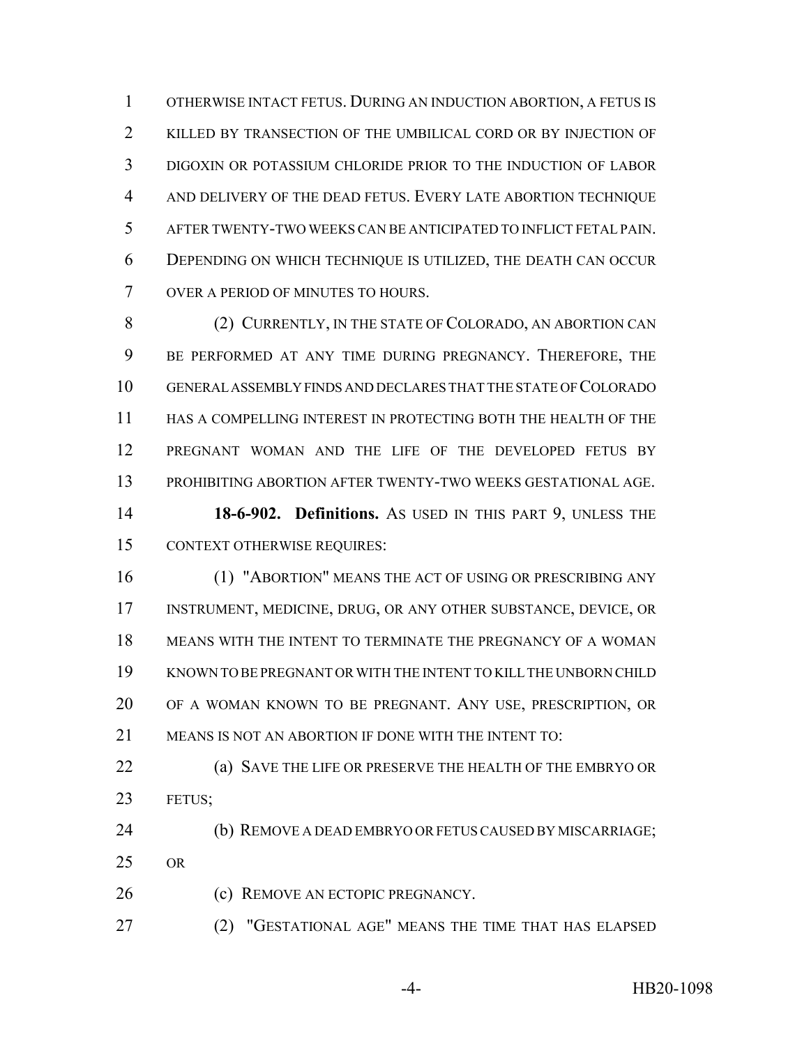OTHERWISE INTACT FETUS. DURING AN INDUCTION ABORTION, A FETUS IS KILLED BY TRANSECTION OF THE UMBILICAL CORD OR BY INJECTION OF DIGOXIN OR POTASSIUM CHLORIDE PRIOR TO THE INDUCTION OF LABOR AND DELIVERY OF THE DEAD FETUS. EVERY LATE ABORTION TECHNIQUE AFTER TWENTY-TWO WEEKS CAN BE ANTICIPATED TO INFLICT FETAL PAIN. DEPENDING ON WHICH TECHNIQUE IS UTILIZED, THE DEATH CAN OCCUR OVER A PERIOD OF MINUTES TO HOURS.

(2) CURRENTLY, IN THE STATE OF COLORADO, AN ABORTION CAN BE PERFORMED AT ANY TIME DURING PREGNANCY. THEREFORE, THE GENERAL ASSEMBLY FINDS AND DECLARES THAT THE STATE OF COLORADO HAS A COMPELLING INTEREST IN PROTECTING BOTH THE HEALTH OF THE PREGNANT WOMAN AND THE LIFE OF THE DEVELOPED FETUS BY PROHIBITING ABORTION AFTER TWENTY-TWO WEEKS GESTATIONAL AGE.

**18-6-902. Definitions.** AS USED IN THIS PART 9, UNLESS THE CONTEXT OTHERWISE REQUIRES:

(1) "ABORTION" MEANS THE ACT OF USING OR PRESCRIBING ANY INSTRUMENT, MEDICINE, DRUG, OR ANY OTHER SUBSTANCE, DEVICE, OR MEANS WITH THE INTENT TO TERMINATE THE PREGNANCY OF A WOMAN KNOWN TO BE PREGNANT OR WITH THE INTENT TO KILL THE UNBORN CHILD OF A WOMAN KNOWN TO BE PREGNANT. ANY USE, PRESCRIPTION, OR MEANS IS NOT AN ABORTION IF DONE WITH THE INTENT TO:

(a) SAVE THE LIFE OR PRESERVE THE HEALTH OF THE EMBRYO OR FETUS;

(b) REMOVE A DEAD EMBRYO OR FETUS CAUSED BY MISCARRIAGE; OR

(c) REMOVE AN ECTOPIC PREGNANCY.

(2) "GESTATIONAL AGE" MEANS THE TIME THAT HAS ELAPSED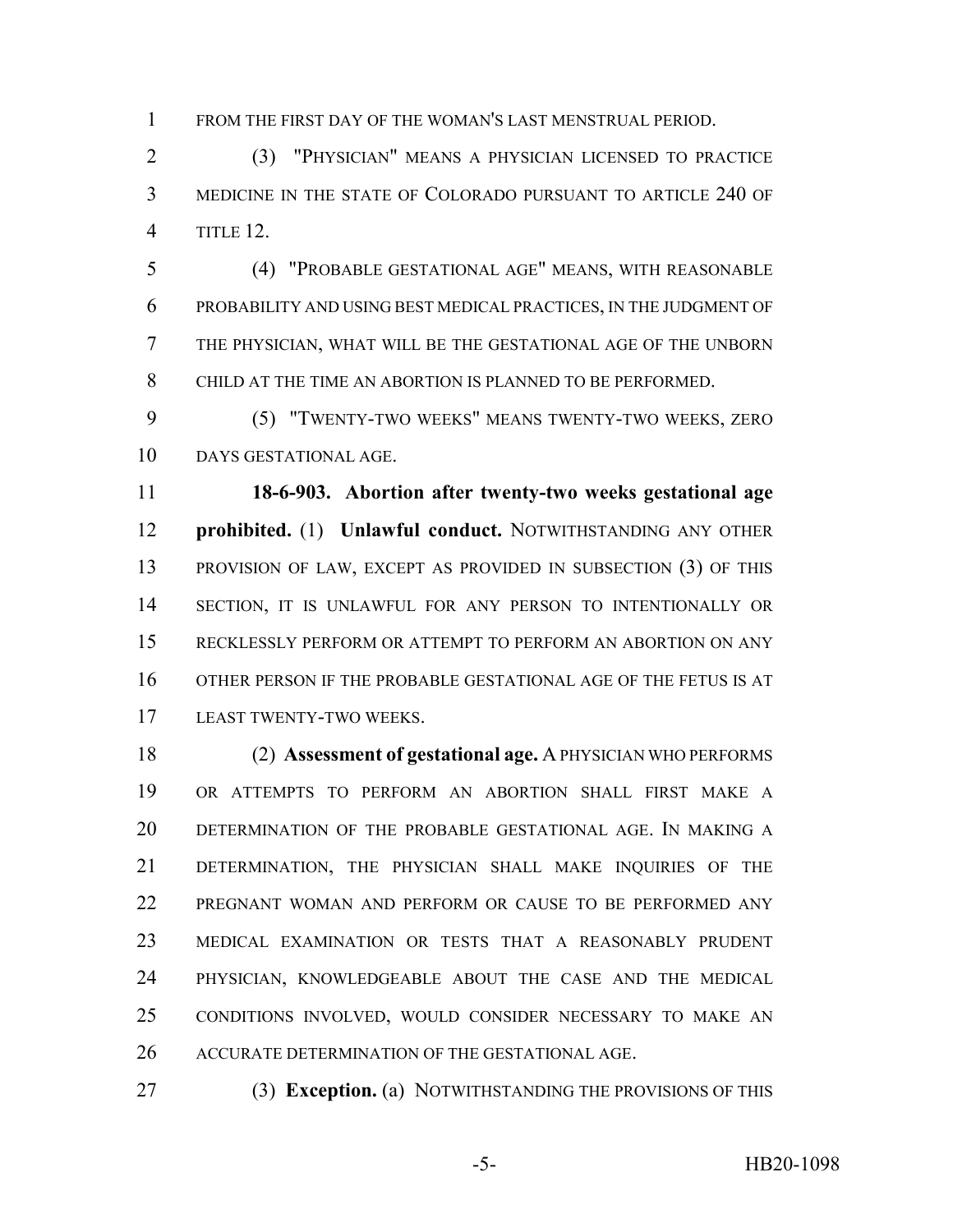FROM THE FIRST DAY OF THE WOMAN'S LAST MENSTRUAL PERIOD.

(3) "PHYSICIAN" MEANS A PHYSICIAN LICENSED TO PRACTICE MEDICINE IN THE STATE OF COLORADO PURSUANT TO ARTICLE 240 OF TITLE 12.

(4) "PROBABLE GESTATIONAL AGE" MEANS, WITH REASONABLE PROBABILITY AND USING BEST MEDICAL PRACTICES, IN THE JUDGMENT OF THE PHYSICIAN, WHAT WILL BE THE GESTATIONAL AGE OF THE UNBORN CHILD AT THE TIME AN ABORTION IS PLANNED TO BE PERFORMED.

(5) "TWENTY-TWO WEEKS" MEANS TWENTY-TWO WEEKS, ZERO DAYS GESTATIONAL AGE.

**18-6-903. Abortion after twenty-two weeks gestational age prohibited.** (1) **Unlawful conduct.** NOTWITHSTANDING ANY OTHER PROVISION OF LAW, EXCEPT AS PROVIDED IN SUBSECTION (3) OF THIS SECTION, IT IS UNLAWFUL FOR ANY PERSON TO INTENTIONALLY OR RECKLESSLY PERFORM OR ATTEMPT TO PERFORM AN ABORTION ON ANY OTHER PERSON IF THE PROBABLE GESTATIONAL AGE OF THE FETUS IS AT LEAST TWENTY-TWO WEEKS.

(2) **Assessment of gestational age.** A PHYSICIAN WHO PERFORMS OR ATTEMPTS TO PERFORM AN ABORTION SHALL FIRST MAKE A DETERMINATION OF THE PROBABLE GESTATIONAL AGE. IN MAKING A DETERMINATION, THE PHYSICIAN SHALL MAKE INQUIRIES OF THE PREGNANT WOMAN AND PERFORM OR CAUSE TO BE PERFORMED ANY MEDICAL EXAMINATION OR TESTS THAT A REASONABLY PRUDENT PHYSICIAN, KNOWLEDGEABLE ABOUT THE CASE AND THE MEDICAL CONDITIONS INVOLVED, WOULD CONSIDER NECESSARY TO MAKE AN ACCURATE DETERMINATION OF THE GESTATIONAL AGE.

(3) **Exception.** (a) NOTWITHSTANDING THE PROVISIONS OF THIS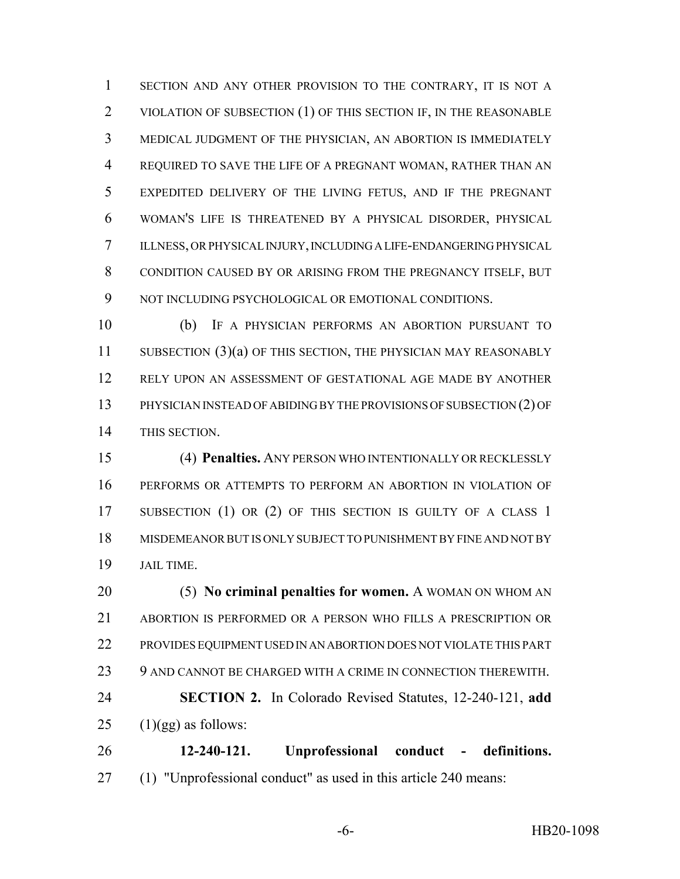SECTION AND ANY OTHER PROVISION TO THE CONTRARY, IT IS NOT A VIOLATION OF SUBSECTION (1) OF THIS SECTION IF, IN THE REASONABLE MEDICAL JUDGMENT OF THE PHYSICIAN, AN ABORTION IS IMMEDIATELY REQUIRED TO SAVE THE LIFE OF A PREGNANT WOMAN, RATHER THAN AN EXPEDITED DELIVERY OF THE LIVING FETUS, AND IF THE PREGNANT WOMAN'S LIFE IS THREATENED BY A PHYSICAL DISORDER, PHYSICAL ILLNESS, OR PHYSICAL INJURY, INCLUDING A LIFE-ENDANGERING PHYSICAL CONDITION CAUSED BY OR ARISING FROM THE PREGNANCY ITSELF, BUT NOT INCLUDING PSYCHOLOGICAL OR EMOTIONAL CONDITIONS.

(b) IF A PHYSICIAN PERFORMS AN ABORTION PURSUANT TO SUBSECTION (3)(a) OF THIS SECTION, THE PHYSICIAN MAY REASONABLY RELY UPON AN ASSESSMENT OF GESTATIONAL AGE MADE BY ANOTHER PHYSICIAN INSTEAD OF ABIDING BY THE PROVISIONS OF SUBSECTION (2) OF THIS SECTION.

(4) **Penalties.** ANY PERSON WHO INTENTIONALLY OR RECKLESSLY PERFORMS OR ATTEMPTS TO PERFORM AN ABORTION IN VIOLATION OF SUBSECTION (1) OR (2) OF THIS SECTION IS GUILTY OF A CLASS 1 MISDEMEANOR BUT IS ONLY SUBJECT TO PUNISHMENT BY FINE AND NOT BY JAIL TIME.

(5) **No criminal penalties for women.** A WOMAN ON WHOM AN ABORTION IS PERFORMED OR A PERSON WHO FILLS A PRESCRIPTION OR PROVIDES EQUIPMENT USED IN AN ABORTION DOES NOT VIOLATE THIS PART 9 AND CANNOT BE CHARGED WITH A CRIME IN CONNECTION THEREWITH.

**SECTION 2.** In Colorado Revised Statutes, 12-240-121, **add** (1)(gg) as follows:

**12-240-121. Unprofessional conduct - definitions.** (1) "Unprofessional conduct" as used in this article 240 means: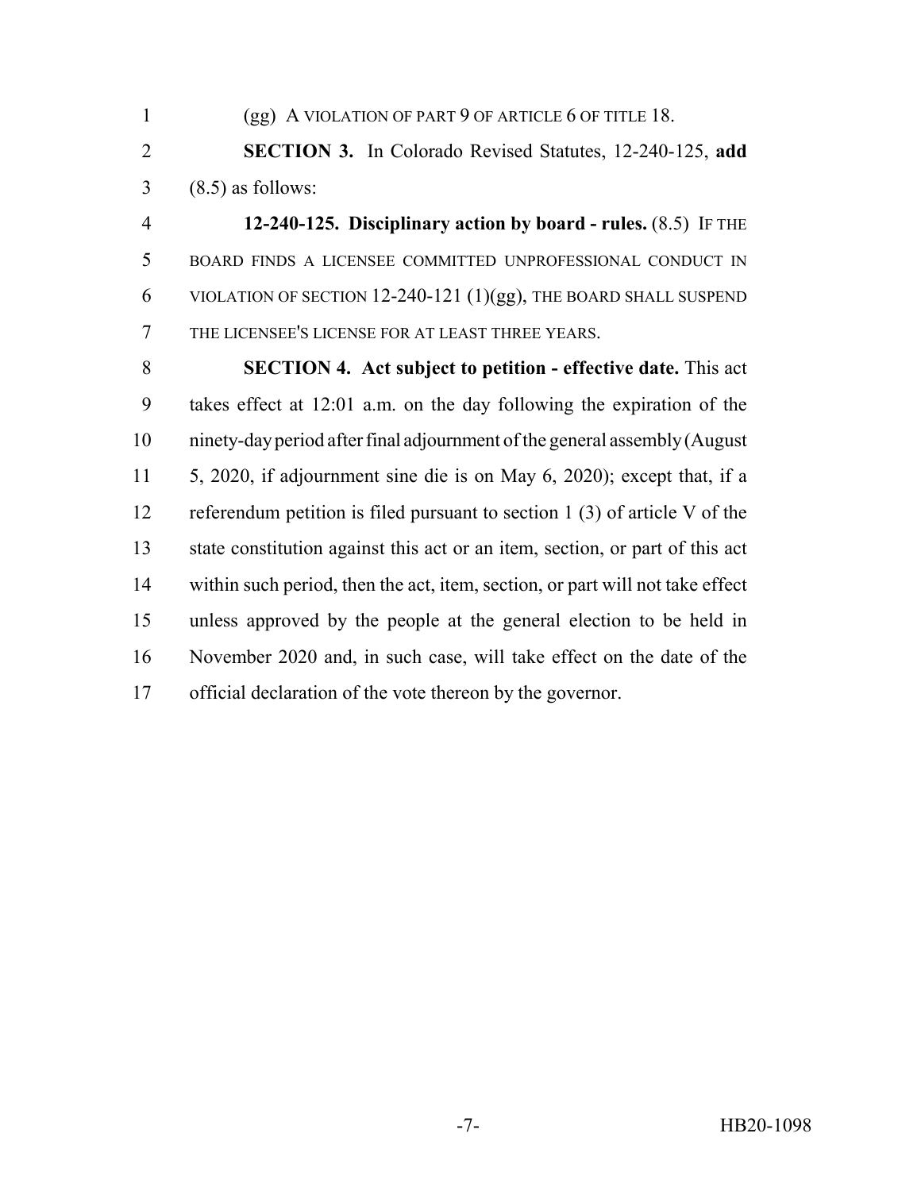(gg) A VIOLATION OF PART 9 OF ARTICLE 6 OF TITLE 18.

**SECTION 3.** In Colorado Revised Statutes, 12-240-125, **add** (8.5) as follows:

**12-240-125. Disciplinary action by board - rules.** (8.5) IF THE BOARD FINDS A LICENSEE COMMITTED UNPROFESSIONAL CONDUCT IN VIOLATION OF SECTION 12-240-121 (1)(gg), THE BOARD SHALL SUSPEND THE LICENSEE'S LICENSE FOR AT LEAST THREE YEARS.

**SECTION 4. Act subject to petition - effective date.** This act takes effect at 12:01 a.m. on the day following the expiration of the ninety-day period after final adjournment of the general assembly (August 5, 2020, if adjournment sine die is on May 6, 2020); except that, if a referendum petition is filed pursuant to section 1 (3) of article V of the state constitution against this act or an item, section, or part of this act within such period, then the act, item, section, or part will not take effect unless approved by the people at the general election to be held in November 2020 and, in such case, will take effect on the date of the official declaration of the vote thereon by the governor.